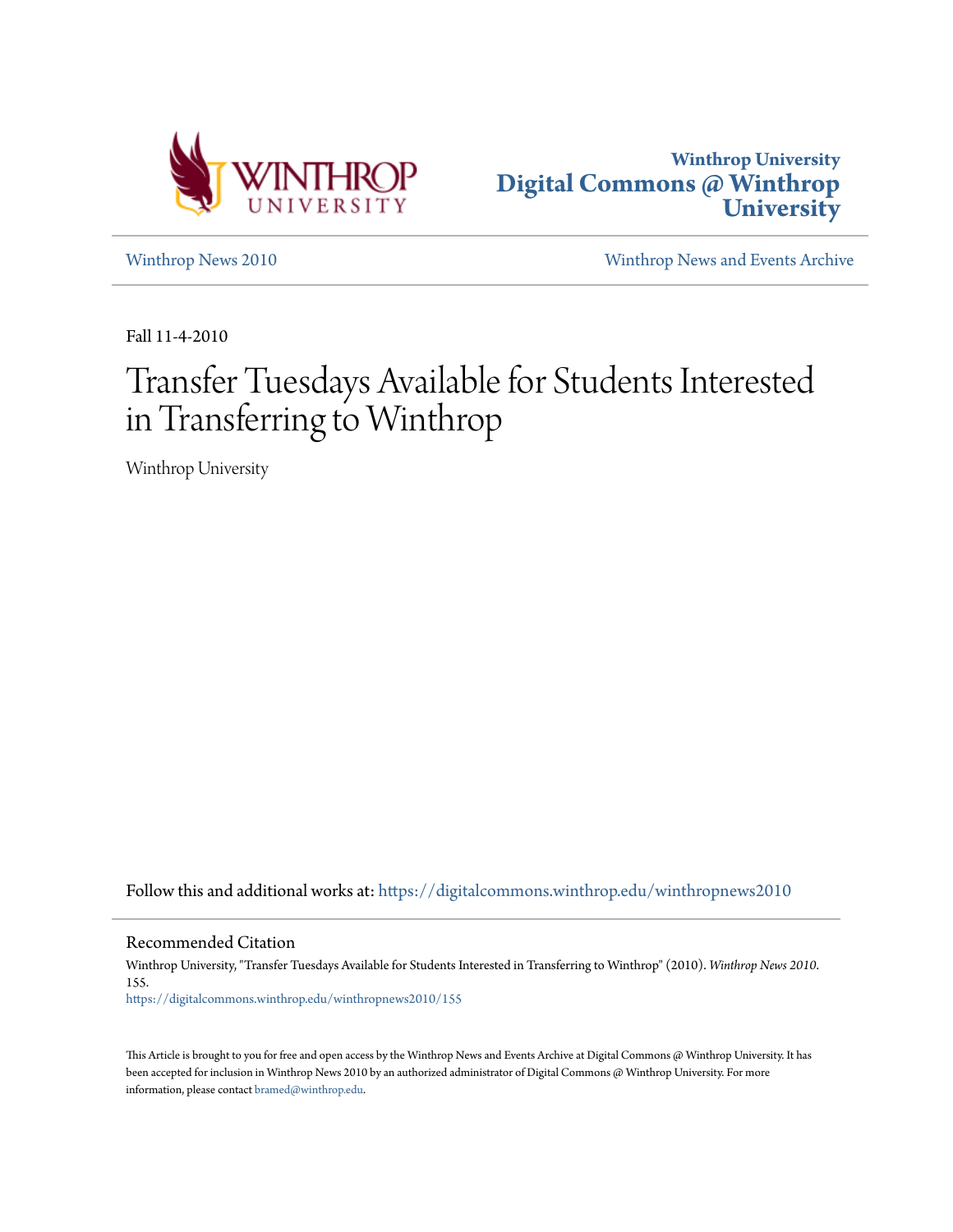Winthrop University
**Digital Commons @ Winthrop University**

Winthrop News 2010

Winthrop News and Events Archive

Fall 11-4-2010

# Transfer Tuesdays Available for Students Interested in Transferring to Winthrop

Winthrop University

Follow this and additional works at: https://digitalcommons.winthrop.edu/winthropnews2010

## Recommended Citation

Winthrop University, "Transfer Tuesdays Available for Students Interested in Transferring to Winthrop" (2010). *Winthrop News 2010*. 155.
https://digitalcommons.winthrop.edu/winthropnews2010/155

This Article is brought to you for free and open access by the Winthrop News and Events Archive at Digital Commons @ Winthrop University. It has been accepted for inclusion in Winthrop News 2010 by an authorized administrator of Digital Commons @ Winthrop University. For more information, please contact bramed@winthrop.edu.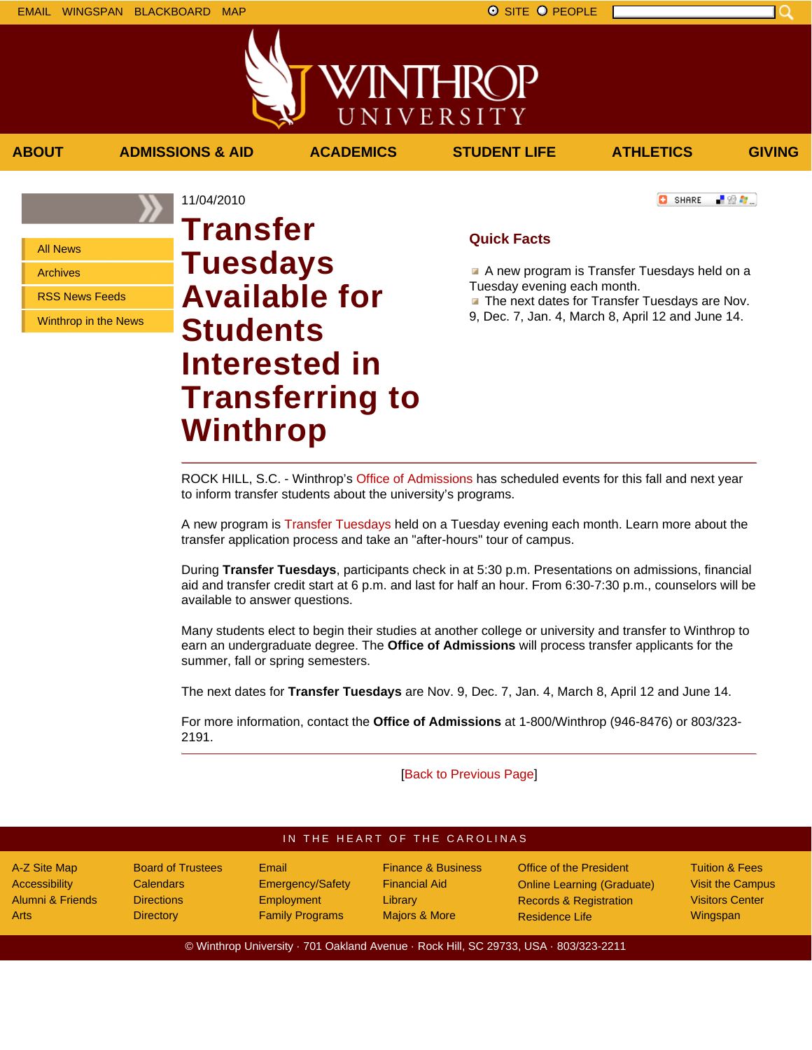EMAIL WINGSPAN BLACKBOARD MAP

SITE PEOPLE

# WINTHROP UNIVERSITY

ABOUT | ADMISSIONS & AID | ACADEMICS | STUDENT LIFE | ATHLETICS | GIVING

- All News
- Archives
- RSS News Feeds
- Winthrop in the News

11/04/2010

# Transfer Tuesdays Available for Students Interested in Transferring to Winthrop

## Quick Facts

- A new program is Transfer Tuesdays held on a Tuesday evening each month.
- The next dates for Transfer Tuesdays are Nov. 9, Dec. 7, Jan. 4, March 8, April 12 and June 14.

ROCK HILL, S.C. - Winthrop's Office of Admissions has scheduled events for this fall and next year to inform transfer students about the university's programs.

A new program is Transfer Tuesdays held on a Tuesday evening each month. Learn more about the transfer application process and take an "after-hours" tour of campus.

During **Transfer Tuesdays**, participants check in at 5:30 p.m. Presentations on admissions, financial aid and transfer credit start at 6 p.m. and last for half an hour. From 6:30-7:30 p.m., counselors will be available to answer questions.

Many students elect to begin their studies at another college or university and transfer to Winthrop to earn an undergraduate degree. The **Office of Admissions** will process transfer applicants for the summer, fall or spring semesters.

The next dates for **Transfer Tuesdays** are Nov. 9, Dec. 7, Jan. 4, March 8, April 12 and June 14.

For more information, contact the **Office of Admissions** at 1-800/Winthrop (946-8476) or 803/323-2191.

[Back to Previous Page]

IN THE HEART OF THE CAROLINAS

A-Z Site Map
Accessibility
Alumni & Friends
Arts
Board of Trustees
Calendars
Directions
Directory
Email
Emergency/Safety
Employment
Family Programs
Finance & Business
Financial Aid
Library
Majors & More
Office of the President
Online Learning (Graduate)
Records & Registration
Residence Life
Tuition & Fees
Visit the Campus
Visitors Center
Wingspan

© Winthrop University · 701 Oakland Avenue · Rock Hill, SC 29733, USA · 803/323-2211